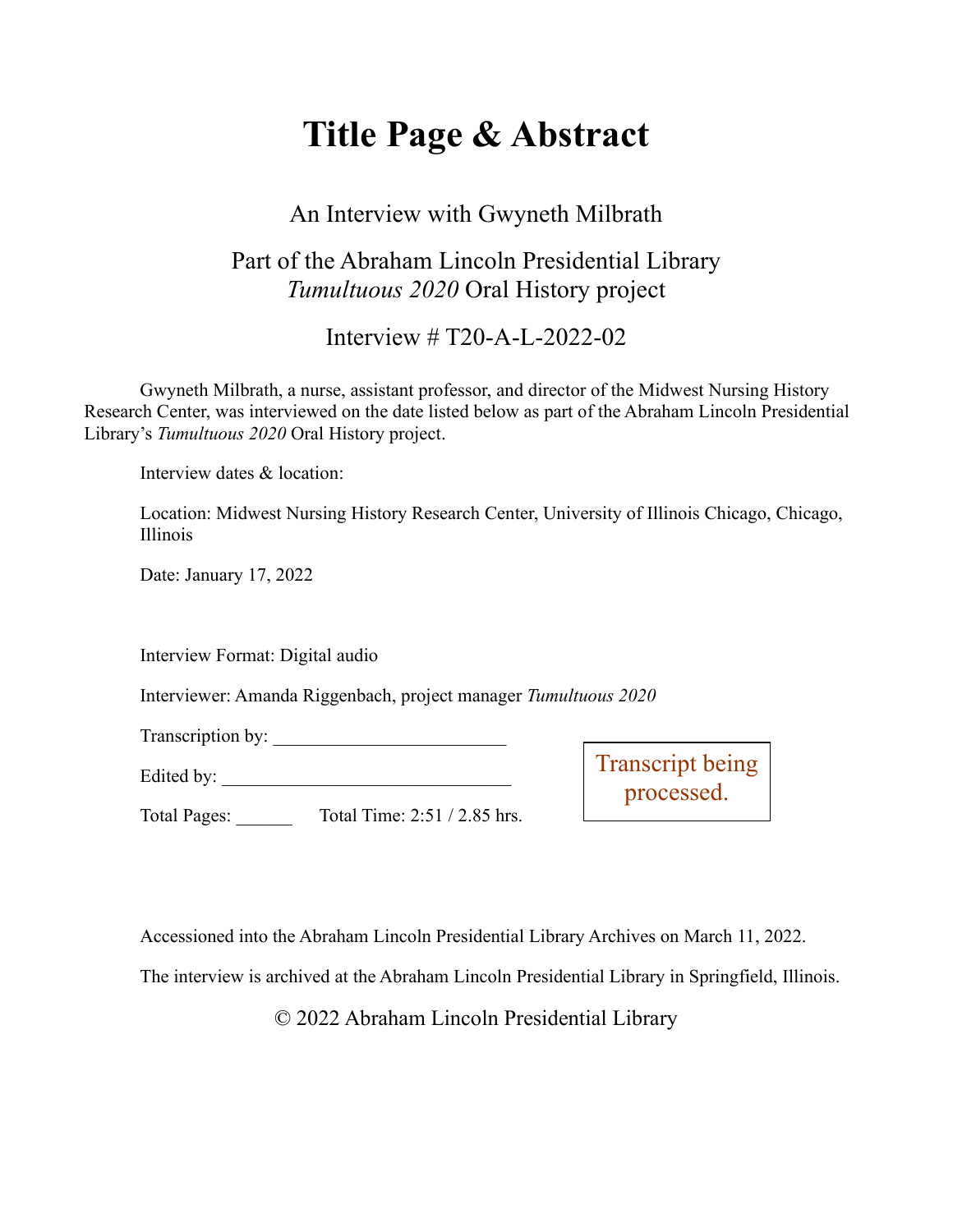# Title Page & Abstract

An Interview with Gwyneth Milbrath

Part of the Abraham Lincoln Presidential Library
*Tumultuous 2020* Oral History project

Interview # T20-A-L-2022-02

Gwyneth Milbrath, a nurse, assistant professor, and director of the Midwest Nursing History Research Center, was interviewed on the date listed below as part of the Abraham Lincoln Presidential Library's *Tumultuous 2020* Oral History project.

Interview dates & location:

Location: Midwest Nursing History Research Center, University of Illinois Chicago, Chicago, Illinois

Date: January 17, 2022

Interview Format: Digital audio

Interviewer: Amanda Riggenbach, project manager *Tumultuous 2020*

Transcription by: ________________________

Edited by: ______________________________

Total Pages: ______ Total Time: 2:51 / 2.85 hrs.

Transcript being processed.

Accessioned into the Abraham Lincoln Presidential Library Archives on March 11, 2022.

The interview is archived at the Abraham Lincoln Presidential Library in Springfield, Illinois.

© 2022 Abraham Lincoln Presidential Library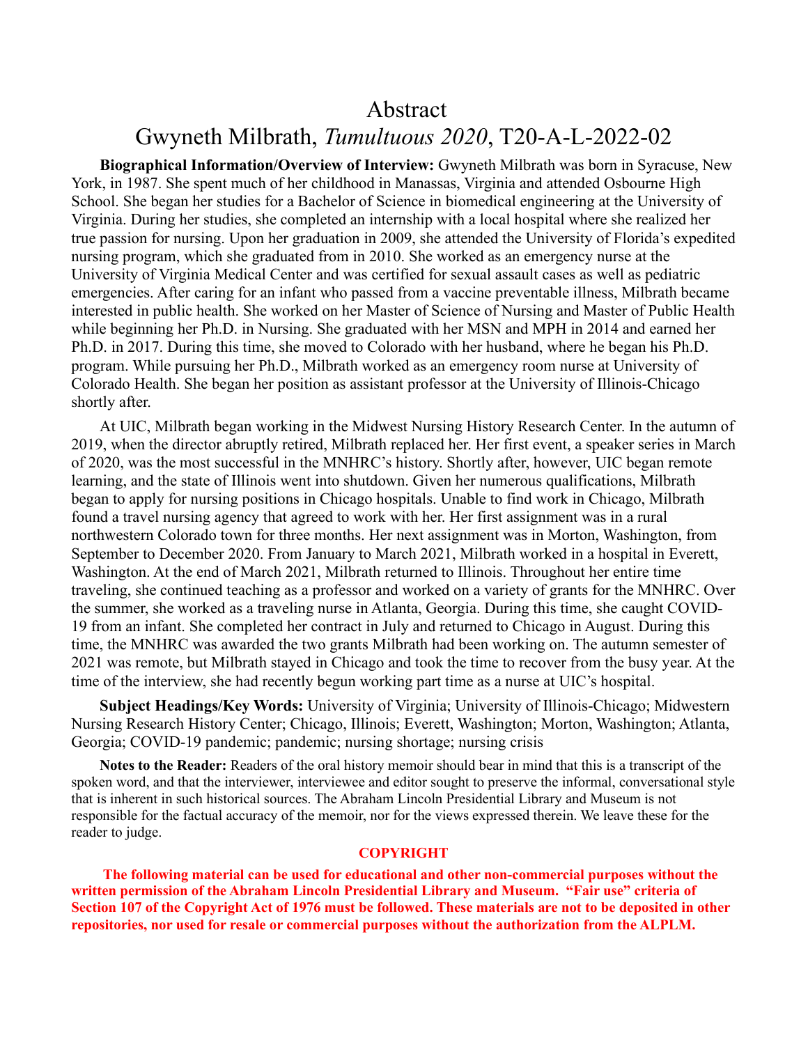# Abstract

## Gwyneth Milbrath, *Tumultuous 2020*, T20-A-L-2022-02

**Biographical Information/Overview of Interview:** Gwyneth Milbrath was born in Syracuse, New York, in 1987. She spent much of her childhood in Manassas, Virginia and attended Osbourne High School. She began her studies for a Bachelor of Science in biomedical engineering at the University of Virginia. During her studies, she completed an internship with a local hospital where she realized her true passion for nursing. Upon her graduation in 2009, she attended the University of Florida's expedited nursing program, which she graduated from in 2010. She worked as an emergency nurse at the University of Virginia Medical Center and was certified for sexual assault cases as well as pediatric emergencies. After caring for an infant who passed from a vaccine preventable illness, Milbrath became interested in public health. She worked on her Master of Science of Nursing and Master of Public Health while beginning her Ph.D. in Nursing. She graduated with her MSN and MPH in 2014 and earned her Ph.D. in 2017. During this time, she moved to Colorado with her husband, where he began his Ph.D. program. While pursuing her Ph.D., Milbrath worked as an emergency room nurse at University of Colorado Health. She began her position as assistant professor at the University of Illinois-Chicago shortly after.

At UIC, Milbrath began working in the Midwest Nursing History Research Center. In the autumn of 2019, when the director abruptly retired, Milbrath replaced her. Her first event, a speaker series in March of 2020, was the most successful in the MNHRC's history. Shortly after, however, UIC began remote learning, and the state of Illinois went into shutdown. Given her numerous qualifications, Milbrath began to apply for nursing positions in Chicago hospitals. Unable to find work in Chicago, Milbrath found a travel nursing agency that agreed to work with her. Her first assignment was in a rural northwestern Colorado town for three months. Her next assignment was in Morton, Washington, from September to December 2020. From January to March 2021, Milbrath worked in a hospital in Everett, Washington. At the end of March 2021, Milbrath returned to Illinois. Throughout her entire time traveling, she continued teaching as a professor and worked on a variety of grants for the MNHRC. Over the summer, she worked as a traveling nurse in Atlanta, Georgia. During this time, she caught COVID-19 from an infant. She completed her contract in July and returned to Chicago in August. During this time, the MNHRC was awarded the two grants Milbrath had been working on. The autumn semester of 2021 was remote, but Milbrath stayed in Chicago and took the time to recover from the busy year. At the time of the interview, she had recently begun working part time as a nurse at UIC's hospital.

**Subject Headings/Key Words:** University of Virginia; University of Illinois-Chicago; Midwestern Nursing Research History Center; Chicago, Illinois; Everett, Washington; Morton, Washington; Atlanta, Georgia; COVID-19 pandemic; pandemic; nursing shortage; nursing crisis

**Notes to the Reader:** Readers of the oral history memoir should bear in mind that this is a transcript of the spoken word, and that the interviewer, interviewee and editor sought to preserve the informal, conversational style that is inherent in such historical sources. The Abraham Lincoln Presidential Library and Museum is not responsible for the factual accuracy of the memoir, nor for the views expressed therein. We leave these for the reader to judge.

**COPYRIGHT**

**The following material can be used for educational and other non-commercial purposes without the written permission of the Abraham Lincoln Presidential Library and Museum. "Fair use" criteria of Section 107 of the Copyright Act of 1976 must be followed. These materials are not to be deposited in other repositories, nor used for resale or commercial purposes without the authorization from the ALPLM.**